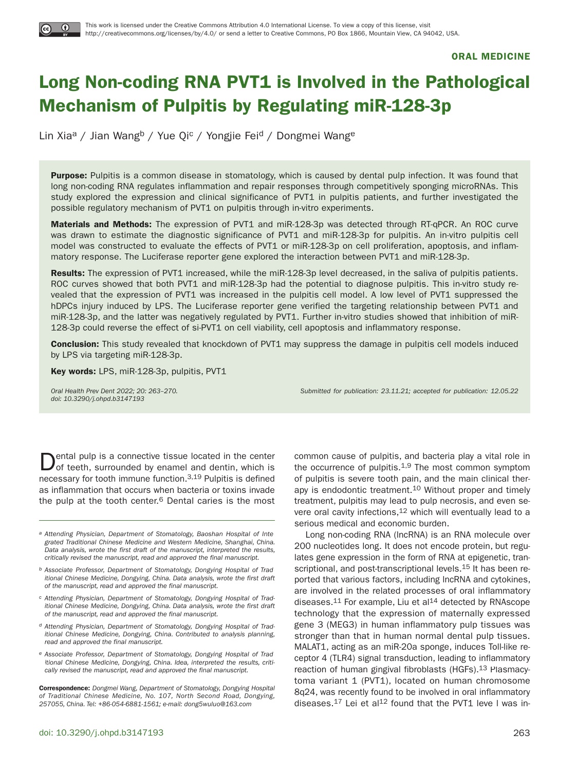This work is licensed under the Creative Commons Attribution 4.0 International License. To view a copy of this license, visit http://creativecommons.org/licenses/by/4.0/ or send a letter to Creative Commons, PO Box 1866, Mountain View, CA 94042, USA.

ORAL MEDICINE

# Long Non-coding RNA PVT1 is Involved in the Pathological Mechanism of Pulpitis by Regulating miR-128-3p

Lin Xia[a] / Jian Wang[b] / Yue Qi[c] / Yongjie Fei[d] / Dongmei Wang[e]

**Purpose:** Pulpitis is a common disease in stomatology, which is caused by dental pulp infection. It was found that long non-coding RNA regulates inflammation and repair responses through competitively sponging microRNAs. This study explored the expression and clinical significance of PVT1 in pulpitis patients, and further investigated the possible regulatory mechanism of PVT1 on pulpitis through in-vitro experiments.

**Materials and Methods:** The expression of PVT1 and miR-128-3p was detected through RT-qPCR. An ROC curve was drawn to estimate the diagnostic significance of PVT1 and miR-128-3p for pulpitis. An in-vitro pulpitis cell model was constructed to evaluate the effects of PVT1 or miR-128-3p on cell proliferation, apoptosis, and inflammatory response. The Luciferase reporter gene explored the interaction between PVT1 and miR-128-3p.

**Results:** The expression of PVT1 increased, while the miR-128-3p level decreased, in the saliva of pulpitis patients. ROC curves showed that both PVT1 and miR-128-3p had the potential to diagnose pulpitis. This in-vitro study revealed that the expression of PVT1 was increased in the pulpitis cell model. A low level of PVT1 suppressed the hDPCs injury induced by LPS. The Luciferase reporter gene verified the targeting relationship between PVT1 and miR-128-3p, and the latter was negatively regulated by PVT1. Further in-vitro studies showed that inhibition of miR-128-3p could reverse the effect of si-PVT1 on cell viability, cell apoptosis and inflammatory response.

**Conclusion:** This study revealed that knockdown of PVT1 may suppress the damage in pulpitis cell models induced by LPS via targeting miR-128-3p.

**Key words:** LPS, miR-128-3p, pulpitis, PVT1

*Oral Health Prev Dent 2022; 20: 263–270.*
*doi: 10.3290/j.ohpd.b3147193*

*Submitted for publication: 23.11.21; accepted for publication: 12.05.22*

Dental pulp is a connective tissue located in the center of teeth, surrounded by enamel and dentin, which is necessary for tooth immune function.[3,19] Pulpitis is defined as inflammation that occurs when bacteria or toxins invade the pulp at the tooth center.[6] Dental caries is the most common cause of pulpitis, and bacteria play a vital role in the occurrence of pulpitis.[1,9] The most common symptom of pulpitis is severe tooth pain, and the main clinical therapy is endodontic treatment.[10] Without proper and timely treatment, pulpitis may lead to pulp necrosis, and even severe oral cavity infections,[12] which will eventually lead to a serious medical and economic burden.

Long non-coding RNA (lncRNA) is an RNA molecule over 200 nucleotides long. It does not encode protein, but regulates gene expression in the form of RNA at epigenetic, transcriptional, and post-transcriptional levels.[15] It has been reported that various factors, including lncRNA and cytokines, are involved in the related processes of oral inflammatory diseases.[11] For example, Liu et al[14] detected by RNAscope technology that the expression of maternally expressed gene 3 (MEG3) in human inflammatory pulp tissues was stronger than that in human normal dental pulp tissues. MALAT1, acting as an miR-20a sponge, induces Toll-like receptor 4 (TLR4) signal transduction, leading to inflammatory reaction of human gingival fibroblasts (HGFs).[13] Plasmacytoma variant 1 (PVT1), located on human chromosome 8q24, was recently found to be involved in oral inflammatory diseases.[17] Lei et al[12] found that the PVT1 leve l was in-

---

[a] *Attending Physician, Department of Stomatology, Baoshan Hospital of Integrated Traditional Chinese Medicine and Western Medicine, Shanghai, China. Data analysis, wrote the first draft of the manuscript, interpreted the results, critically revised the manuscript, read and approved the final manuscript.*

[b] *Associate Professor, Department of Stomatology, Dongying Hospital of Traditional Chinese Medicine, Dongying, China. Data analysis, wrote the first draft of the manuscript, read and approved the final manuscript.*

[c] *Attending Physician, Department of Stomatology, Dongying Hospital of Traditional Chinese Medicine, Dongying, China. Data analysis, wrote the first draft of the manuscript, read and approved the final manuscript.*

[d] *Attending Physician, Department of Stomatology, Dongying Hospital of Traditional Chinese Medicine, Dongying, China. Contributed to analysis planning, read and approved the final manuscript.*

[e] *Associate Professor, Department of Stomatology, Dongying Hospital of Traditional Chinese Medicine, Dongying, China. Idea, interpreted the results, critically revised the manuscript, read and approved the final manuscript.*

**Correspondence:** *Dongmei Wang, Department of Stomatology, Dongying Hospital of Traditional Chinese Medicine, No. 107, North Second Road, Dongying, 257055, China. Tel: +86-054-6881-1561; e-mail: dong5wuluo@163.com*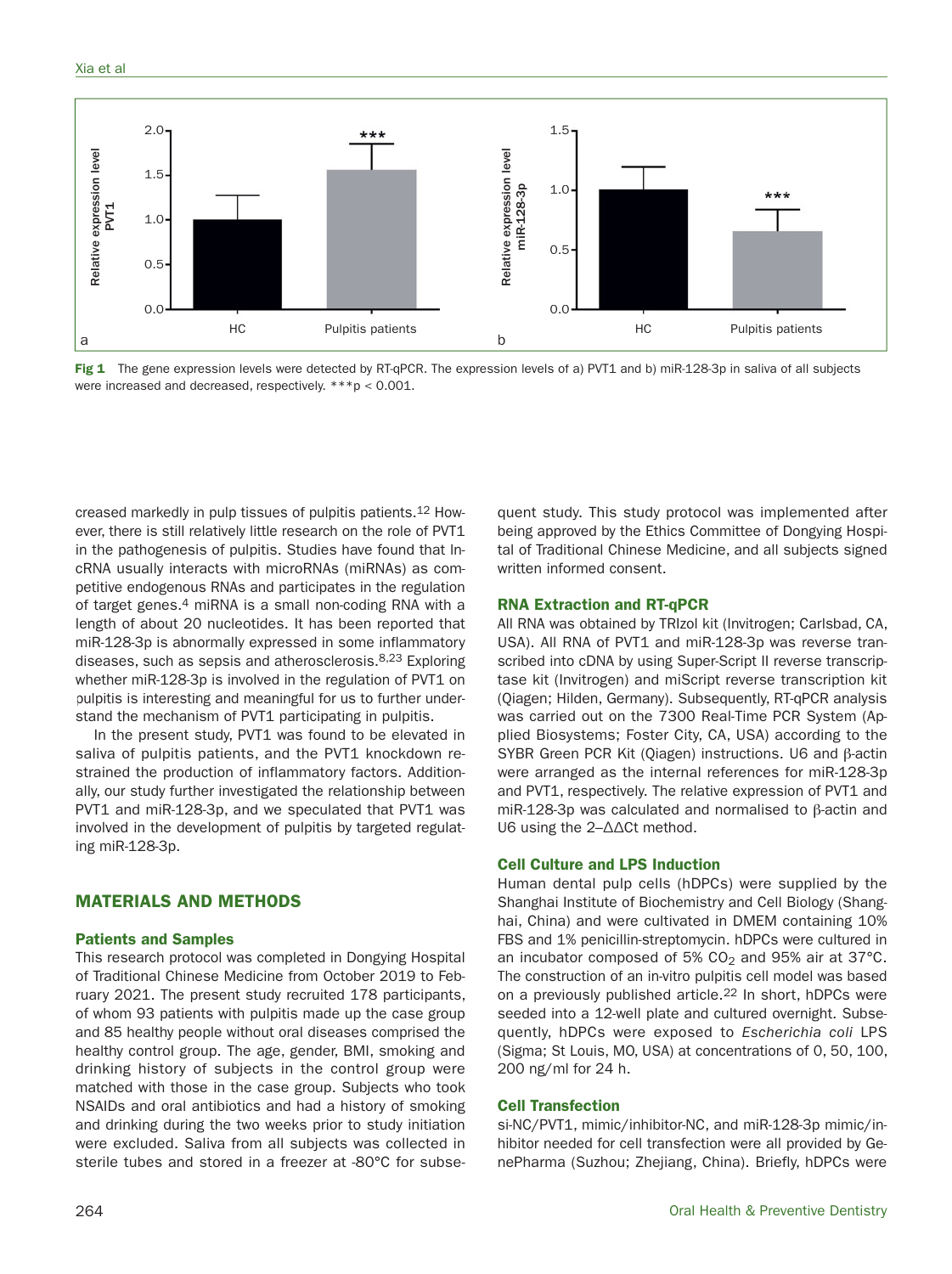Fig 1 The gene expression levels were detected by RT-qPCR. The expression levels of a) PVT1 and b) miR-128-3p in saliva of all subjects were increased and decreased, respectively. ***p < 0.001.

creased markedly in pulp tissues of pulpitis patients.[12] However, there is still relatively little research on the role of PVT1 in the pathogenesis of pulpitis. Studies have found that lncRNA usually interacts with microRNAs (miRNAs) as competitive endogenous RNAs and participates in the regulation of target genes.[4] miRNA is a small non-coding RNA with a length of about 20 nucleotides. It has been reported that miR-128-3p is abnormally expressed in some inflammatory diseases, such as sepsis and atherosclerosis.[8,23] Exploring whether miR-128-3p is involved in the regulation of PVT1 on pulpitis is interesting and meaningful for us to further understand the mechanism of PVT1 participating in pulpitis.

In the present study, PVT1 was found to be elevated in saliva of pulpitis patients, and the PVT1 knockdown restrained the production of inflammatory factors. Additionally, our study further investigated the relationship between PVT1 and miR-128-3p, and we speculated that PVT1 was involved in the development of pulpitis by targeted regulating miR-128-3p.

## MATERIALS AND METHODS

### Patients and Samples

This research protocol was completed in Dongying Hospital of Traditional Chinese Medicine from October 2019 to February 2021. The present study recruited 178 participants, of whom 93 patients with pulpitis made up the case group and 85 healthy people without oral diseases comprised the healthy control group. The age, gender, BMI, smoking and drinking history of subjects in the control group were matched with those in the case group. Subjects who took NSAIDs and oral antibiotics and had a history of smoking and drinking during the two weeks prior to study initiation were excluded. Saliva from all subjects was collected in sterile tubes and stored in a freezer at -80°C for subsequent study. This study protocol was implemented after being approved by the Ethics Committee of Dongying Hospital of Traditional Chinese Medicine, and all subjects signed written informed consent.

### RNA Extraction and RT-qPCR

All RNA was obtained by TRIzol kit (Invitrogen; Carlsbad, CA, USA). All RNA of PVT1 and miR-128-3p was reverse transcribed into cDNA by using Super-Script II reverse transcriptase kit (Invitrogen) and miScript reverse transcription kit (Qiagen; Hilden, Germany). Subsequently, RT-qPCR analysis was carried out on the 7300 Real-Time PCR System (Applied Biosystems; Foster City, CA, USA) according to the SYBR Green PCR Kit (Qiagen) instructions. U6 and β-actin were arranged as the internal references for miR-128-3p and PVT1, respectively. The relative expression of PVT1 and miR-128-3p was calculated and normalised to β-actin and U6 using the $2^{-\Delta\Delta Ct}$ method.

### Cell Culture and LPS Induction

Human dental pulp cells (hDPCs) were supplied by the Shanghai Institute of Biochemistry and Cell Biology (Shanghai, China) and were cultivated in DMEM containing 10% FBS and 1% penicillin-streptomycin. hDPCs were cultured in an incubator composed of 5% $CO_2$ and 95% air at 37°C. The construction of an in-vitro pulpitis cell model was based on a previously published article.[22] In short, hDPCs were seeded into a 12-well plate and cultured overnight. Subsequently, hDPCs were exposed to *Escherichia coli* LPS (Sigma; St Louis, MO, USA) at concentrations of 0, 50, 100, 200 ng/ml for 24 h.

### Cell Transfection

si-NC/PVT1, mimic/inhibitor-NC, and miR-128-3p mimic/inhibitor needed for cell transfection were all provided by GenePharma (Suzhou; Zhejiang, China). Briefly, hDPCs were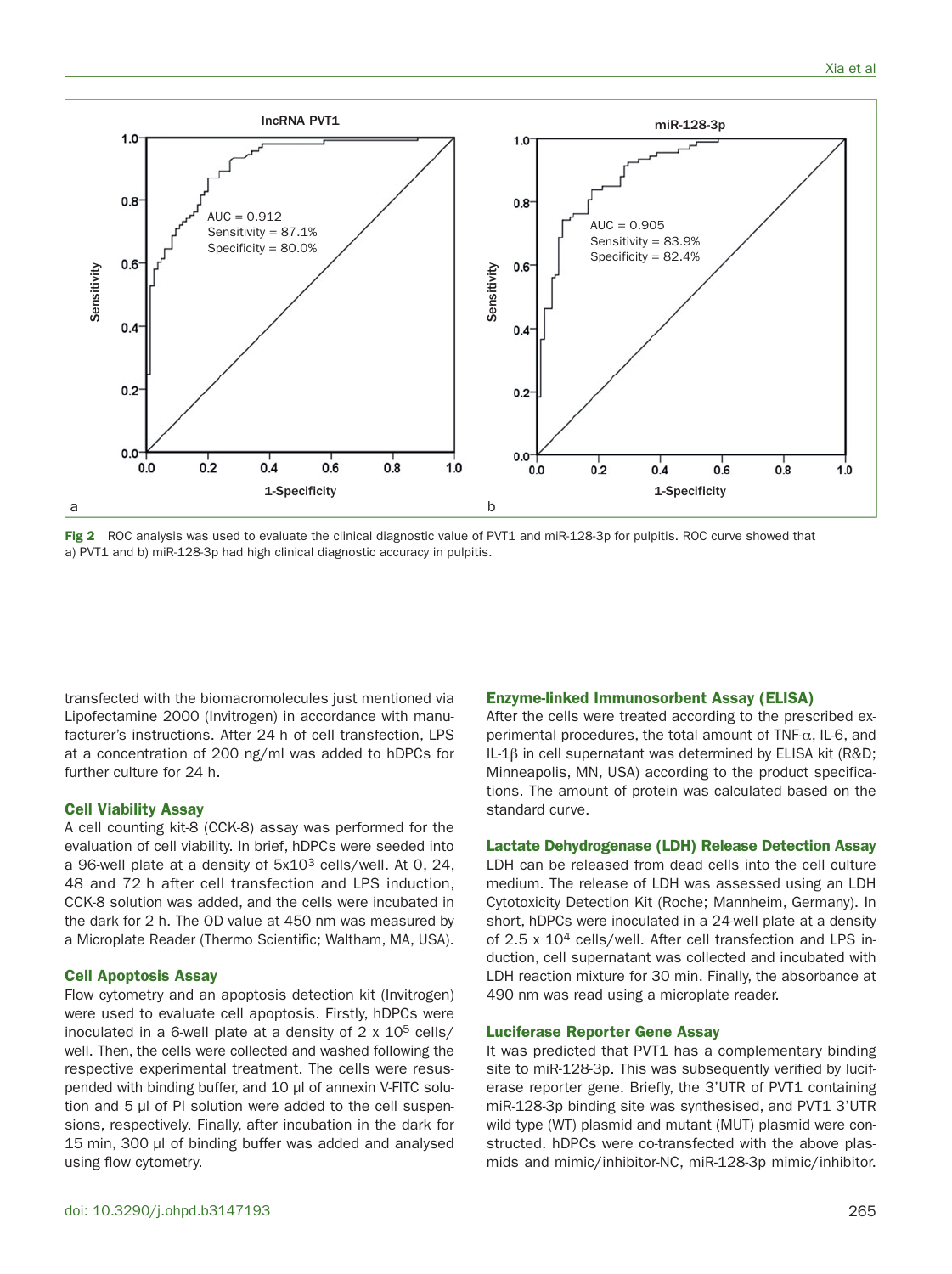Fig 2 ROC analysis was used to evaluate the clinical diagnostic value of PVT1 and miR-128-3p for pulpitis. ROC curve showed that a) PVT1 and b) miR-128-3p had high clinical diagnostic accuracy in pulpitis.

transfected with the biomacromolecules just mentioned via Lipofectamine 2000 (Invitrogen) in accordance with manufacturer's instructions. After 24 h of cell transfection, LPS at a concentration of 200 ng/ml was added to hDPCs for further culture for 24 h.

### Cell Viability Assay

A cell counting kit-8 (CCK-8) assay was performed for the evaluation of cell viability. In brief, hDPCs were seeded into a 96-well plate at a density of $5 \times 10^3$ cells/well. At 0, 24, 48 and 72 h after cell transfection and LPS induction, CCK-8 solution was added, and the cells were incubated in the dark for 2 h. The OD value at 450 nm was measured by a Microplate Reader (Thermo Scientific; Waltham, MA, USA).

### Cell Apoptosis Assay

Flow cytometry and an apoptosis detection kit (Invitrogen) were used to evaluate cell apoptosis. Firstly, hDPCs were inoculated in a 6-well plate at a density of $2 \times 10^5$ cells/well. Then, the cells were collected and washed following the respective experimental treatment. The cells were resuspended with binding buffer, and 10 µl of annexin V-FITC solution and 5 µl of PI solution were added to the cell suspensions, respectively. Finally, after incubation in the dark for 15 min, 300 µl of binding buffer was added and analysed using flow cytometry.

### Enzyme-linked Immunosorbent Assay (ELISA)

After the cells were treated according to the prescribed experimental procedures, the total amount of TNF-$\alpha$, IL-6, and IL-1$\beta$ in cell supernatant was determined by ELISA kit (R&D; Minneapolis, MN, USA) according to the product specifications. The amount of protein was calculated based on the standard curve.

### Lactate Dehydrogenase (LDH) Release Detection Assay

LDH can be released from dead cells into the cell culture medium. The release of LDH was assessed using an LDH Cytotoxicity Detection Kit (Roche; Mannheim, Germany). In short, hDPCs were inoculated in a 24-well plate at a density of $2.5 \times 10^4$ cells/well. After cell transfection and LPS induction, cell supernatant was collected and incubated with LDH reaction mixture for 30 min. Finally, the absorbance at 490 nm was read using a microplate reader.

### Luciferase Reporter Gene Assay

It was predicted that PVT1 has a complementary binding site to miR-128-3p. This was subsequently verified by luciferase reporter gene. Briefly, the 3'UTR of PVT1 containing miR-128-3p binding site was synthesised, and PVT1 3'UTR wild type (WT) plasmid and mutant (MUT) plasmid were constructed. hDPCs were co-transfected with the above plasmids and mimic/inhibitor-NC, miR-128-3p mimic/inhibitor.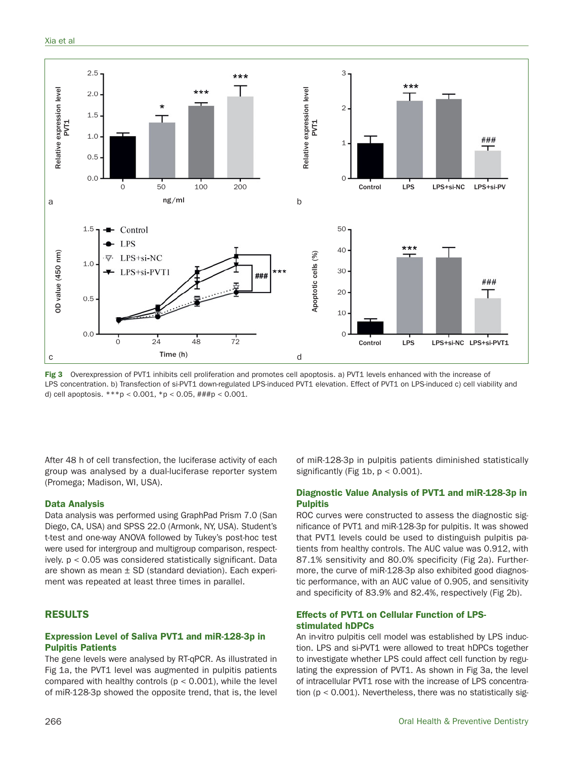Fig 3 Overexpression of PVT1 inhibits cell proliferation and promotes cell apoptosis. a) PVT1 levels enhanced with the increase of LPS concentration. b) Transfection of si-PVT1 down-regulated LPS-induced PVT1 elevation. Effect of PVT1 on LPS-induced c) cell viability and d) cell apoptosis. ***p < 0.001, *p < 0.05, ###p < 0.001.

After 48 h of cell transfection, the luciferase activity of each group was analysed by a dual-luciferase reporter system (Promega; Madison, WI, USA).

### Data Analysis

Data analysis was performed using GraphPad Prism 7.0 (San Diego, CA, USA) and SPSS 22.0 (Armonk, NY, USA). Student's t-test and one-way ANOVA followed by Tukey's post-hoc test were used for intergroup and multigroup comparison, respectively. $p < 0.05$ was considered statistically significant. Data are shown as mean ± SD (standard deviation). Each experiment was repeated at least three times in parallel.

## RESULTS

### Expression Level of Saliva PVT1 and miR-128-3p in Pulpitis Patients

The gene levels were analysed by RT-qPCR. As illustrated in Fig 1a, the PVT1 level was augmented in pulpitis patients compared with healthy controls ($p < 0.001$), while the level of miR-128-3p showed the opposite trend, that is, the level of miR-128-3p in pulpitis patients diminished statistically significantly (Fig 1b, $p < 0.001$).

### Diagnostic Value Analysis of PVT1 and miR-128-3p in Pulpitis

ROC curves were constructed to assess the diagnostic significance of PVT1 and miR-128-3p for pulpitis. It was showed that PVT1 levels could be used to distinguish pulpitis patients from healthy controls. The AUC value was 0.912, with 87.1% sensitivity and 80.0% specificity (Fig 2a). Furthermore, the curve of miR-128-3p also exhibited good diagnostic performance, with an AUC value of 0.905, and sensitivity and specificity of 83.9% and 82.4%, respectively (Fig 2b).

### Effects of PVT1 on Cellular Function of LPS-stimulated hDPCs

An in-vitro pulpitis cell model was established by LPS induction. LPS and si-PVT1 were allowed to treat hDPCs together to investigate whether LPS could affect cell function by regulating the expression of PVT1. As shown in Fig 3a, the level of intracellular PVT1 rose with the increase of LPS concentration ($p < 0.001$). Nevertheless, there was no statistically sig-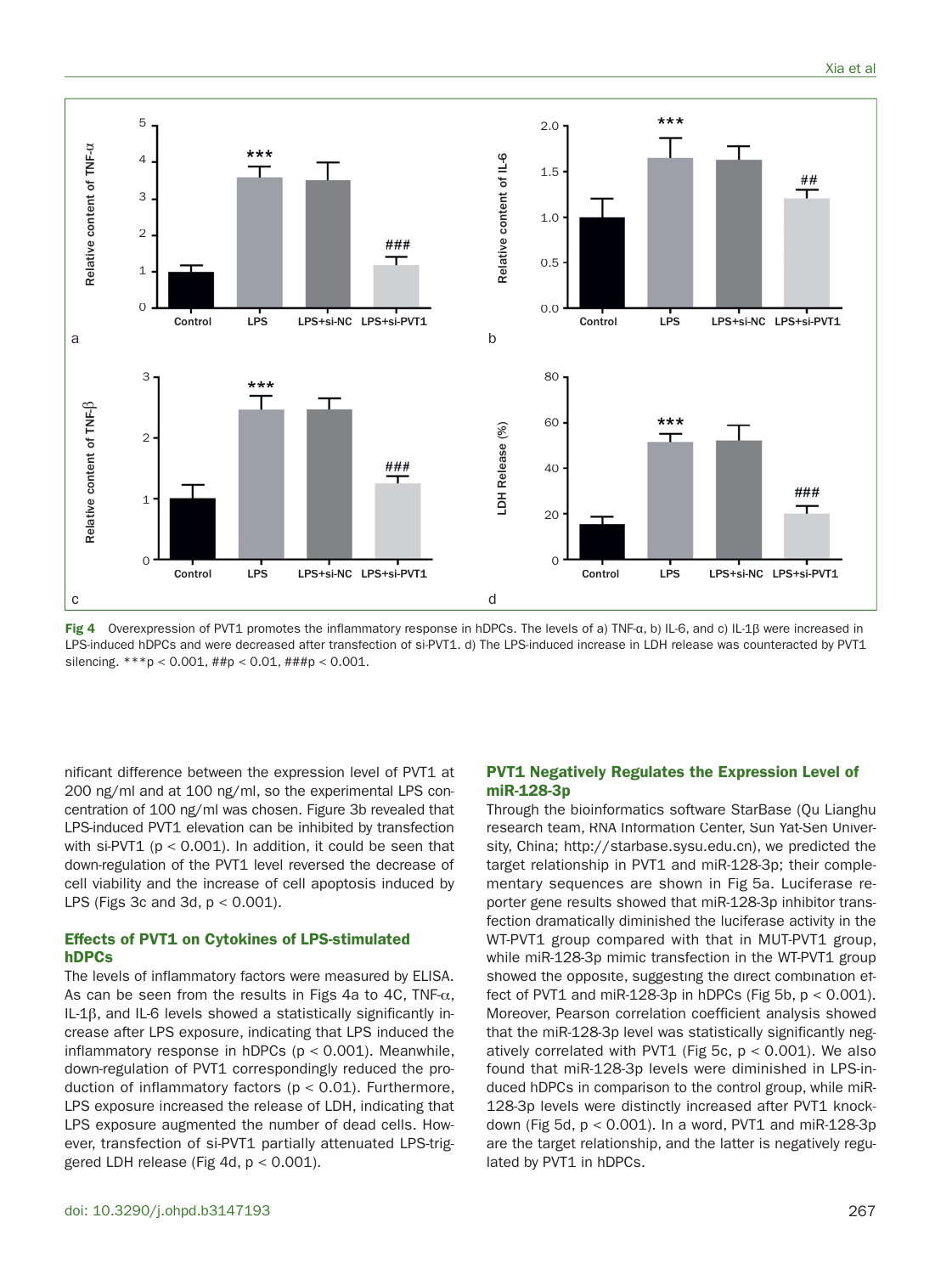**Fig 4** Overexpression of PVT1 promotes the inflammatory response in hDPCs. The levels of a) TNF-α, b) IL-6, and c) IL-1β were increased in LPS-induced hDPCs and were decreased after transfection of si-PVT1. d) The LPS-induced increase in LDH release was counteracted by PVT1 silencing. ***p < 0.001, ##p < 0.01, ###p < 0.001.

nificant difference between the expression level of PVT1 at 200 ng/ml and at 100 ng/ml, so the experimental LPS concentration of 100 ng/ml was chosen. Figure 3b revealed that LPS-induced PVT1 elevation can be inhibited by transfection with si-PVT1 ($p < 0.001$). In addition, it could be seen that down-regulation of the PVT1 level reversed the decrease of cell viability and the increase of cell apoptosis induced by LPS (Figs 3c and 3d, $p < 0.001$).

## Effects of PVT1 on Cytokines of LPS-stimulated hDPCs

The levels of inflammatory factors were measured by ELISA. As can be seen from the results in Figs 4a to 4C, TNF-α, IL-1β, and IL-6 levels showed a statistically significantly increase after LPS exposure, indicating that LPS induced the inflammatory response in hDPCs ($p < 0.001$). Meanwhile, down-regulation of PVT1 correspondingly reduced the production of inflammatory factors ($p < 0.01$). Furthermore, LPS exposure increased the release of LDH, indicating that LPS exposure augmented the number of dead cells. However, transfection of si-PVT1 partially attenuated LPS-triggered LDH release (Fig 4d, $p < 0.001$).

## PVT1 Negatively Regulates the Expression Level of miR-128-3p

Through the bioinformatics software StarBase (Qu Lianghu research team, RNA Information Center, Sun Yat-Sen University, China; http://starbase.sysu.edu.cn), we predicted the target relationship in PVT1 and miR-128-3p; their complementary sequences are shown in Fig 5a. Luciferase reporter gene results showed that miR-128-3p inhibitor transfection dramatically diminished the luciferase activity in the WT-PVT1 group compared with that in MUT-PVT1 group, while miR-128-3p mimic transfection in the WT-PVT1 group showed the opposite, suggesting the direct combination effect of PVT1 and miR-128-3p in hDPCs (Fig 5b, $p < 0.001$). Moreover, Pearson correlation coefficient analysis showed that the miR-128-3p level was statistically significantly negatively correlated with PVT1 (Fig 5c, $p < 0.001$). We also found that miR-128-3p levels were diminished in LPS-induced hDPCs in comparison to the control group, while miR-128-3p levels were distinctly increased after PVT1 knockdown (Fig 5d, $p < 0.001$). In a word, PVT1 and miR-128-3p are the target relationship, and the latter is negatively regulated by PVT1 in hDPCs.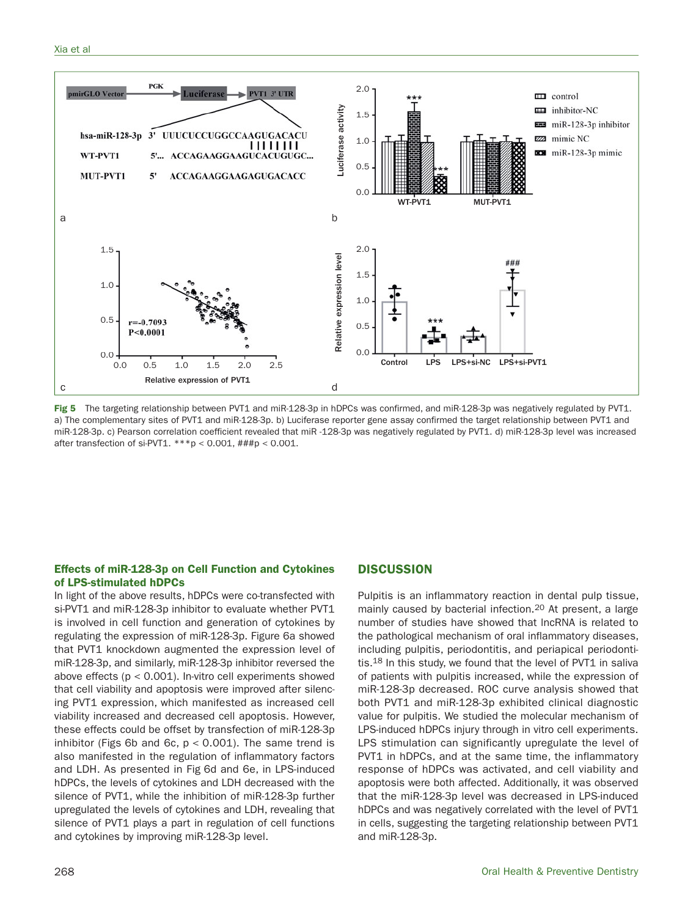**Fig 5** The targeting relationship between PVT1 and miR-128-3p in hDPCs was confirmed, and miR-128-3p was negatively regulated by PVT1. a) The complementary sites of PVT1 and miR-128-3p. b) Luciferase reporter gene assay confirmed the target relationship between PVT1 and miR-128-3p. c) Pearson correlation coefficient revealed that miR -128-3p was negatively regulated by PVT1. d) miR-128-3p level was increased after transfection of si-PVT1. ***p < 0.001, ###p < 0.001.

### Effects of miR-128-3p on Cell Function and Cytokines of LPS-stimulated hDPCs

In light of the above results, hDPCs were co-transfected with si-PVT1 and miR-128-3p inhibitor to evaluate whether PVT1 is involved in cell function and generation of cytokines by regulating the expression of miR-128-3p. Figure 6a showed that PVT1 knockdown augmented the expression level of miR-128-3p, and similarly, miR-128-3p inhibitor reversed the above effects ($p < 0.001$). In-vitro cell experiments showed that cell viability and apoptosis were improved after silencing PVT1 expression, which manifested as increased cell viability increased and decreased cell apoptosis. However, these effects could be offset by transfection of miR-128-3p inhibitor (Figs 6b and 6c, $p < 0.001$). The same trend is also manifested in the regulation of inflammatory factors and LDH. As presented in Fig 6d and 6e, in LPS-induced hDPCs, the levels of cytokines and LDH decreased with the silence of PVT1, while the inhibition of miR-128-3p further upregulated the levels of cytokines and LDH, revealing that silence of PVT1 plays a part in regulation of cell functions and cytokines by improving miR-128-3p level.

## DISCUSSION

Pulpitis is an inflammatory reaction in dental pulp tissue, mainly caused by bacterial infection.[20] At present, a large number of studies have showed that lncRNA is related to the pathological mechanism of oral inflammatory diseases, including pulpitis, periodontitis, and periapical periodontitis.[18] In this study, we found that the level of PVT1 in saliva of patients with pulpitis increased, while the expression of miR-128-3p decreased. ROC curve analysis showed that both PVT1 and miR-128-3p exhibited clinical diagnostic value for pulpitis. We studied the molecular mechanism of LPS-induced hDPCs injury through in vitro cell experiments. LPS stimulation can significantly upregulate the level of PVT1 in hDPCs, and at the same time, the inflammatory response of hDPCs was activated, and cell viability and apoptosis were both affected. Additionally, it was observed that the miR-128-3p level was decreased in LPS-induced hDPCs and was negatively correlated with the level of PVT1 in cells, suggesting the targeting relationship between PVT1 and miR-128-3p.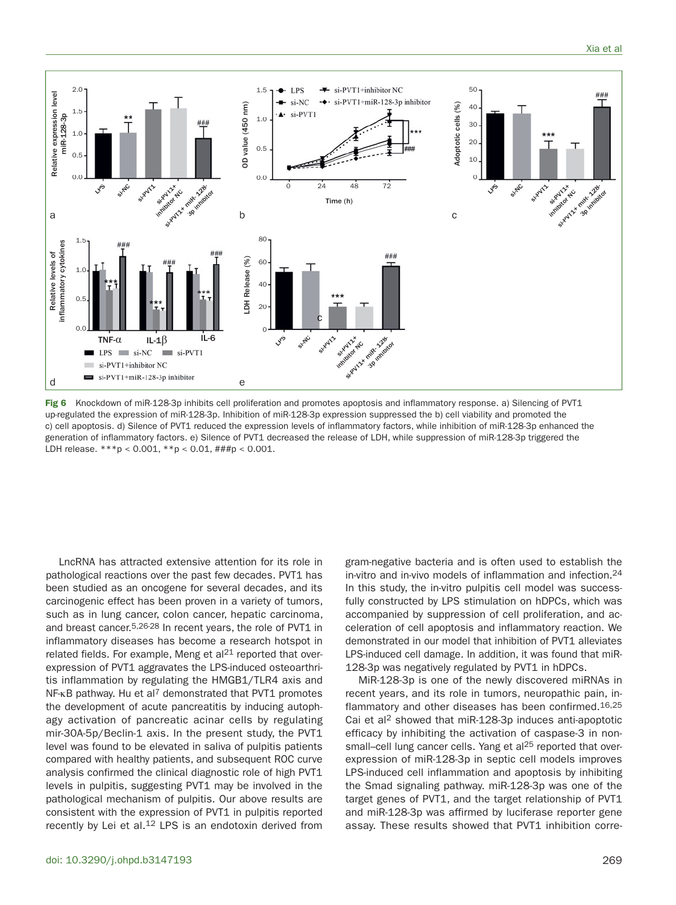**Fig 6** Knockdown of miR-128-3p inhibits cell proliferation and promotes apoptosis and inflammatory response. a) Silencing of PVT1 up-regulated the expression of miR-128-3p. Inhibition of miR-128-3p expression suppressed the b) cell viability and promoted the c) cell apoptosis. d) Silence of PVT1 reduced the expression levels of inflammatory factors, while inhibition of miR-128-3p enhanced the generation of inflammatory factors. e) Silence of PVT1 decreased the release of LDH, while suppression of miR-128-3p triggered the LDH release. ***p < 0.001, **p < 0.01, ###p < 0.001.

LncRNA has attracted extensive attention for its role in pathological reactions over the past few decades. PVT1 has been studied as an oncogene for several decades, and its carcinogenic effect has been proven in a variety of tumors, such as in lung cancer, colon cancer, hepatic carcinoma, and breast cancer.[5,26-28] In recent years, the role of PVT1 in inflammatory diseases has become a research hotspot in related fields. For example, Meng et al[21] reported that overexpression of PVT1 aggravates the LPS-induced osteoarthritis inflammation by regulating the HMGB1/TLR4 axis and NF-κB pathway. Hu et al[7] demonstrated that PVT1 promotes the development of acute pancreatitis by inducing autophagy activation of pancreatic acinar cells by regulating mir-30A-5p/Beclin-1 axis. In the present study, the PVT1 level was found to be elevated in saliva of pulpitis patients compared with healthy patients, and subsequent ROC curve analysis confirmed the clinical diagnostic role of high PVT1 levels in pulpitis, suggesting PVT1 may be involved in the pathological mechanism of pulpitis. Our above results are consistent with the expression of PVT1 in pulpitis reported recently by Lei et al.[12] LPS is an endotoxin derived from gram-negative bacteria and is often used to establish the in-vitro and in-vivo models of inflammation and infection.[24] In this study, the in-vitro pulpitis cell model was successfully constructed by LPS stimulation on hDPCs, which was accompanied by suppression of cell proliferation, and acceleration of cell apoptosis and inflammatory reaction. We demonstrated in our model that inhibition of PVT1 alleviates LPS-induced cell damage. In addition, it was found that miR-128-3p was negatively regulated by PVT1 in hDPCs.

MiR-128-3p is one of the newly discovered miRNAs in recent years, and its role in tumors, neuropathic pain, inflammatory and other diseases has been confirmed.[16,25] Cai et al[2] showed that miR-128-3p induces anti-apoptotic efficacy by inhibiting the activation of caspase-3 in non-small–cell lung cancer cells. Yang et al[25] reported that overexpression of miR-128-3p in septic cell models improves LPS-induced cell inflammation and apoptosis by inhibiting the Smad signaling pathway. miR-128-3p was one of the target genes of PVT1, and the target relationship of PVT1 and miR-128-3p was affirmed by luciferase reporter gene assay. These results showed that PVT1 inhibition corre-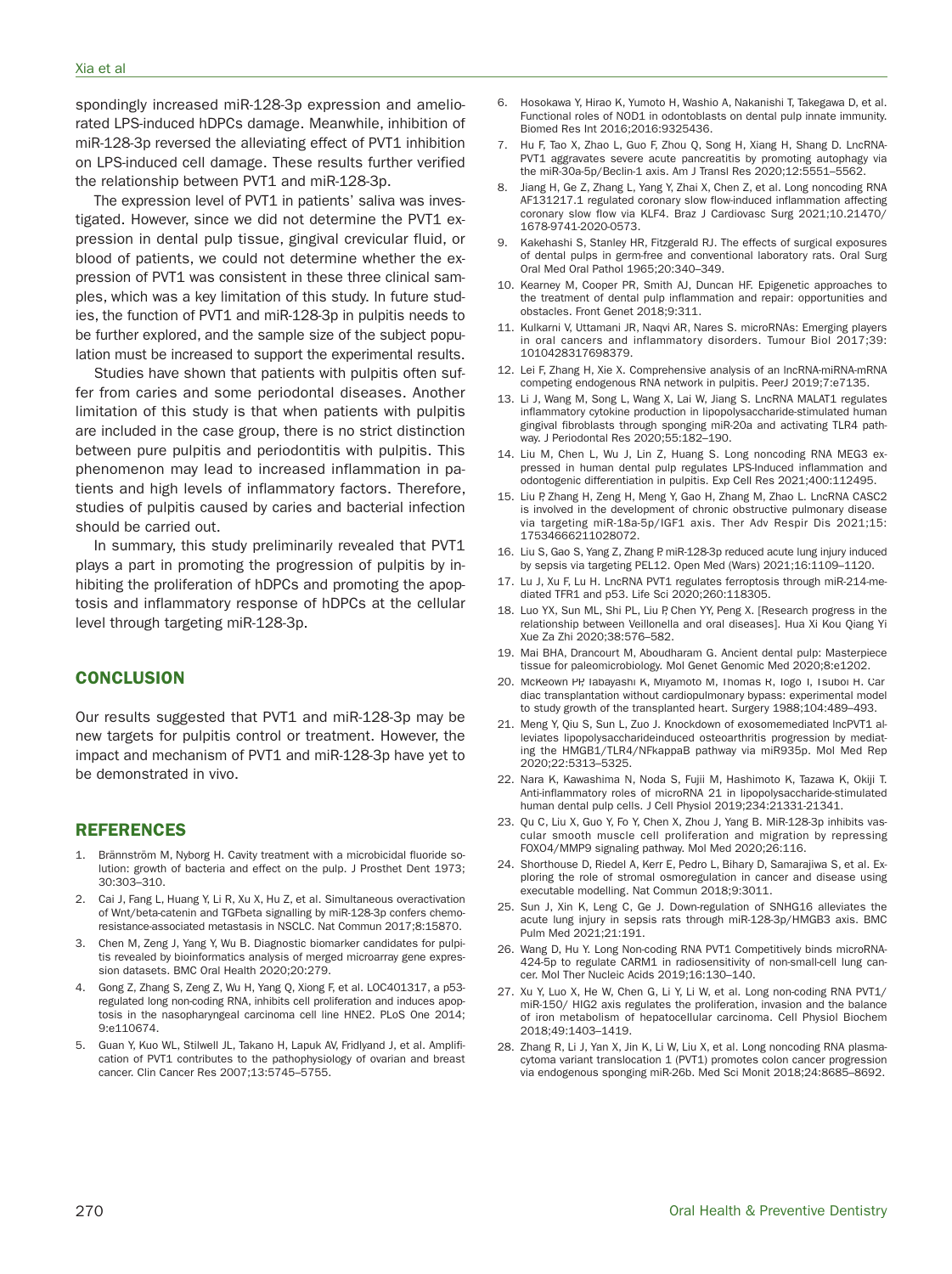spondingly increased miR-128-3p expression and ameliorated LPS-induced hDPCs damage. Meanwhile, inhibition of miR-128-3p reversed the alleviating effect of PVT1 inhibition on LPS-induced cell damage. These results further verified the relationship between PVT1 and miR-128-3p.

The expression level of PVT1 in patients' saliva was investigated. However, since we did not determine the PVT1 expression in dental pulp tissue, gingival crevicular fluid, or blood of patients, we could not determine whether the expression of PVT1 was consistent in these three clinical samples, which was a key limitation of this study. In future studies, the function of PVT1 and miR-128-3p in pulpitis needs to be further explored, and the sample size of the subject population must be increased to support the experimental results.

Studies have shown that patients with pulpitis often suffer from caries and some periodontal diseases. Another limitation of this study is that when patients with pulpitis are included in the case group, there is no strict distinction between pure pulpitis and periodontitis with pulpitis. This phenomenon may lead to increased inflammation in patients and high levels of inflammatory factors. Therefore, studies of pulpitis caused by caries and bacterial infection should be carried out.

In summary, this study preliminarily revealed that PVT1 plays a part in promoting the progression of pulpitis by inhibiting the proliferation of hDPCs and promoting the apoptosis and inflammatory response of hDPCs at the cellular level through targeting miR-128-3p.

## CONCLUSION

Our results suggested that PVT1 and miR-128-3p may be new targets for pulpitis control or treatment. However, the impact and mechanism of PVT1 and miR-128-3p have yet to be demonstrated in vivo.

## REFERENCES

1. Brännström M, Nyborg H. Cavity treatment with a microbicidal fluoride solution: growth of bacteria and effect on the pulp. J Prosthet Dent 1973; 30:303–310.
2. Cai J, Fang L, Huang Y, Li R, Xu X, Hu Z, et al. Simultaneous overactivation of Wnt/beta-catenin and TGFbeta signalling by miR-128-3p confers chemoresistance-associated metastasis in NSCLC. Nat Commun 2017;8:15870.
3. Chen M, Zeng J, Yang Y, Wu B. Diagnostic biomarker candidates for pulpitis revealed by bioinformatics analysis of merged microarray gene expression datasets. BMC Oral Health 2020;20:279.
4. Gong Z, Zhang S, Zeng Z, Wu H, Yang Q, Xiong F, et al. LOC401317, a p53-regulated long non-coding RNA, inhibits cell proliferation and induces apoptosis in the nasopharyngeal carcinoma cell line HNE2. PLoS One 2014; 9:e110674.
5. Guan Y, Kuo WL, Stilwell JL, Takano H, Lapuk AV, Fridlyand J, et al. Amplification of PVT1 contributes to the pathophysiology of ovarian and breast cancer. Clin Cancer Res 2007;13:5745–5755.
6. Hosokawa Y, Hirao K, Yumoto H, Washio A, Nakanishi T, Takegawa D, et al. Functional roles of NOD1 in odontoblasts on dental pulp innate immunity. Biomed Res Int 2016;2016:9325436.
7. Hu F, Tao X, Zhao L, Guo F, Zhou Q, Song H, Xiang H, Shang D. LncRNA-PVT1 aggravates severe acute pancreatitis by promoting autophagy via the miR-30a-5p/Beclin-1 axis. Am J Transl Res 2020;12:5551–5562.
8. Jiang H, Ge Z, Zhang L, Yang Y, Zhai X, Chen Z, et al. Long noncoding RNA AF131217.1 regulated coronary slow flow-induced inflammation affecting coronary slow flow via KLF4. Braz J Cardiovasc Surg 2021;10.21470/1678-9741-2020-0573.
9. Kakehashi S, Stanley HR, Fitzgerald RJ. The effects of surgical exposures of dental pulps in germ-free and conventional laboratory rats. Oral Surg Oral Med Oral Pathol 1965;20:340–349.
10. Kearney M, Cooper PR, Smith AJ, Duncan HF. Epigenetic approaches to the treatment of dental pulp inflammation and repair: opportunities and obstacles. Front Genet 2018;9:311.
11. Kulkarni V, Uttamani JR, Naqvi AR, Nares S. microRNAs: Emerging players in oral cancers and inflammatory disorders. Tumour Biol 2017;39: 1010428317698379.
12. Lei F, Zhang H, Xie X. Comprehensive analysis of an lncRNA-miRNA-mRNA competing endogenous RNA network in pulpitis. PeerJ 2019;7:e7135.
13. Li J, Wang M, Song L, Wang X, Lai W, Jiang S. LncRNA MALAT1 regulates inflammatory cytokine production in lipopolysaccharide-stimulated human gingival fibroblasts through sponging miR-20a and activating TLR4 pathway. J Periodontal Res 2020;55:182–190.
14. Liu M, Chen L, Wu J, Lin Z, Huang S. Long noncoding RNA MEG3 expressed in human dental pulp regulates LPS-Induced inflammation and odontogenic differentiation in pulpitis. Exp Cell Res 2021;400:112495.
15. Liu P, Zhang H, Zeng H, Meng Y, Gao H, Zhang M, Zhao L. LncRNA CASC2 is involved in the development of chronic obstructive pulmonary disease via targeting miR-18a-5p/IGF1 axis. Ther Adv Respir Dis 2021;15: 17534666211028072.
16. Liu S, Gao S, Yang Z, Zhang P. miR-128-3p reduced acute lung injury induced by sepsis via targeting PEL12. Open Med (Wars) 2021;16:1109–1120.
17. Lu J, Xu F, Lu H. LncRNA PVT1 regulates ferroptosis through miR-214-mediated TFR1 and p53. Life Sci 2020;260:118305.
18. Luo YX, Sun ML, Shi PL, Liu P, Chen YY, Peng X. [Research progress in the relationship between Veillonella and oral diseases]. Hua Xi Kou Qiang Yi Xue Za Zhi 2020;38:576–582.
19. Mai BHA, Drancourt M, Aboudharam G. Ancient dental pulp: Masterpiece tissue for paleomicrobiology. Mol Genet Genomic Med 2020;8:e1202.
20. McKeown PP, Tabayashi K, Miyamoto M, Thomas R, Togo T, Tsuboi H. Cardiac transplantation without cardiopulmonary bypass: experimental model to study growth of the transplanted heart. Surgery 1988;104:489–493.
21. Meng Y, Qiu S, Sun L, Zuo J. Knockdown of exosomemediated lncPVT1 alleviates lipopolysaccharideinduced osteoarthritis progression by mediating the HMGB1/TLR4/NFkappaB pathway via miR935p. Mol Med Rep 2020;22:5313–5325.
22. Nara K, Kawashima N, Noda S, Fujii M, Hashimoto K, Tazawa K, Okiji T. Anti-inflammatory roles of microRNA 21 in lipopolysaccharide-stimulated human dental pulp cells. J Cell Physiol 2019;234:21331-21341.
23. Qu C, Liu X, Guo Y, Fo Y, Chen X, Zhou J, Yang B. MiR-128-3p inhibits vascular smooth muscle cell proliferation and migration by repressing FOXO4/MMP9 signaling pathway. Mol Med 2020;26:116.
24. Shorthouse D, Riedel A, Kerr E, Pedro L, Bihary D, Samarajiwa S, et al. Exploring the role of stromal osmoregulation in cancer and disease using executable modelling. Nat Commun 2018;9:3011.
25. Sun J, Xin K, Leng C, Ge J. Down-regulation of SNHG16 alleviates the acute lung injury in sepsis rats through miR-128-3p/HMGB3 axis. BMC Pulm Med 2021;21:191.
26. Wang D, Hu Y. Long Non-coding RNA PVT1 Competitively binds microRNA-424-5p to regulate CARM1 in radiosensitivity of non-small-cell lung cancer. Mol Ther Nucleic Acids 2019;16:130–140.
27. Xu Y, Luo X, He W, Chen G, Li Y, Li W, et al. Long non-coding RNA PVT1/ miR-150/ HIG2 axis regulates the proliferation, invasion and the balance of iron metabolism of hepatocellular carcinoma. Cell Physiol Biochem 2018;49:1403–1419.
28. Zhang R, Li J, Yan X, Jin K, Li W, Liu X, et al. Long noncoding RNA plasmacytoma variant translocation 1 (PVT1) promotes colon cancer progression via endogenous sponging miR-26b. Med Sci Monit 2018;24:8685–8692.